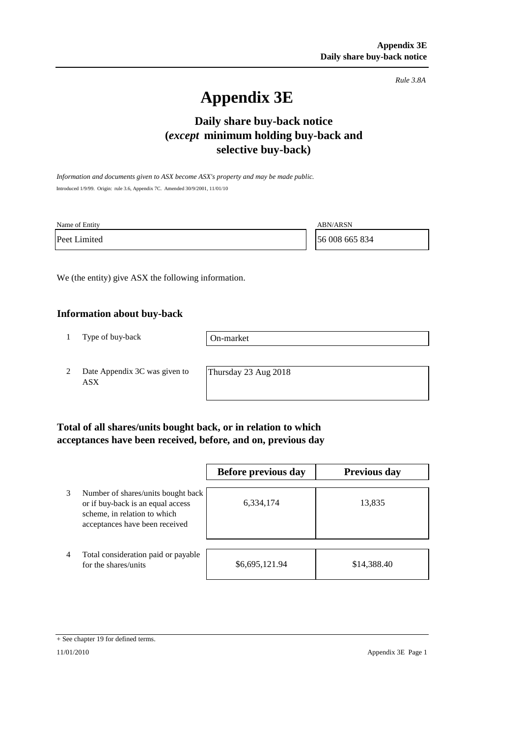*Rule 3.8A*

# Appendix 3E

## Daily share buy-back notice (*except* minimum holding buy-back and selective buy-back)

*Information and documents given to ASX become ASX's property and may be made public.*

Introduced 1/9/99. Origin: rule 3.6, Appendix 7C. Amended 30/9/2001, 11/01/10

| Name of Entity | ABN/ARSN |
|---|---|
| Peet Limited | 56 008 665 834 |

We (the entity) give ASX the following information.

### Information about buy-back

| | | |
|---|---|---|
| 1 | Type of buy-back | On-market |
| 2 | Date Appendix 3C was given to ASX | Thursday 23 Aug 2018 |

### Total of all shares/units bought back, or in relation to which acceptances have been received, before, and on, previous day

| | | Before previous day | Previous day |
|---|---|---|---|
| 3 | Number of shares/units bought back or if buy-back is an equal access scheme, in relation to which acceptances have been received | 6,334,174 | 13,835 |
| 4 | Total consideration paid or payable for the shares/units | $6,695,121.94 | $14,388.40 |

+ See chapter 19 for defined terms.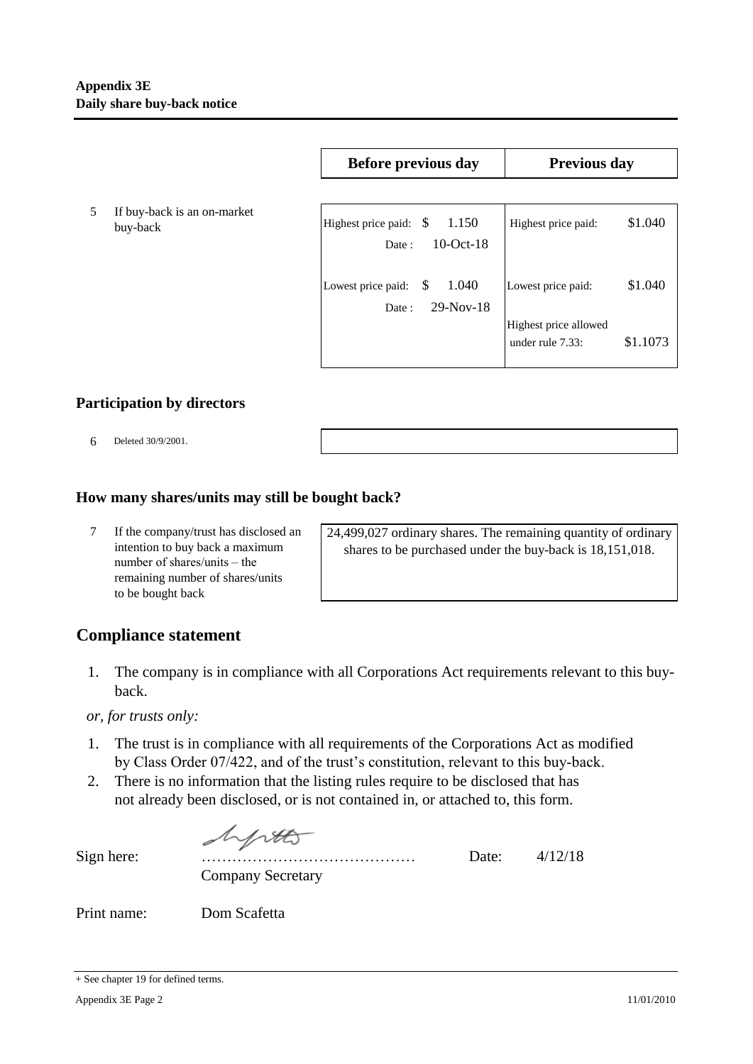**Appendix 3E**
**Daily share buy-back notice**

| | | Before previous day | Previous day |
|---|---|---|---|
| 5 | If buy-back is an on-market buy-back | Highest price paid: $ 1.150<br>Date : 10-Oct-18<br><br>Lowest price paid: $ 1.040<br>Date : 29-Nov-18 | Highest price paid: $1.040<br><br>Lowest price paid: $1.040<br><br>Highest price allowed under rule 7.33: $1.1073 |

## Participation by directors

| | | |
|---|---|---|
| 6 | Deleted 30/9/2001. | |

## How many shares/units may still be bought back?

| | | |
|---|---|---|
| 7 | If the company/trust has disclosed an intention to buy back a maximum number of shares/units – the remaining number of shares/units to be bought back | 24,499,027 ordinary shares. The remaining quantity of ordinary shares to be purchased under the buy-back is 18,151,018. |

## Compliance statement

1. The company is in compliance with all Corporations Act requirements relevant to this buy-back.

*or, for trusts only:*

1. The trust is in compliance with all requirements of the Corporations Act as modified by Class Order 07/422, and of the trust's constitution, relevant to this buy-back.
2. There is no information that the listing rules require to be disclosed that has not already been disclosed, or is not contained in, or attached to, this form.

Sign here: ……………………………………… Date: 4/12/18
Company Secretary

Print name: Dom Scafetta

+ See chapter 19 for defined terms.